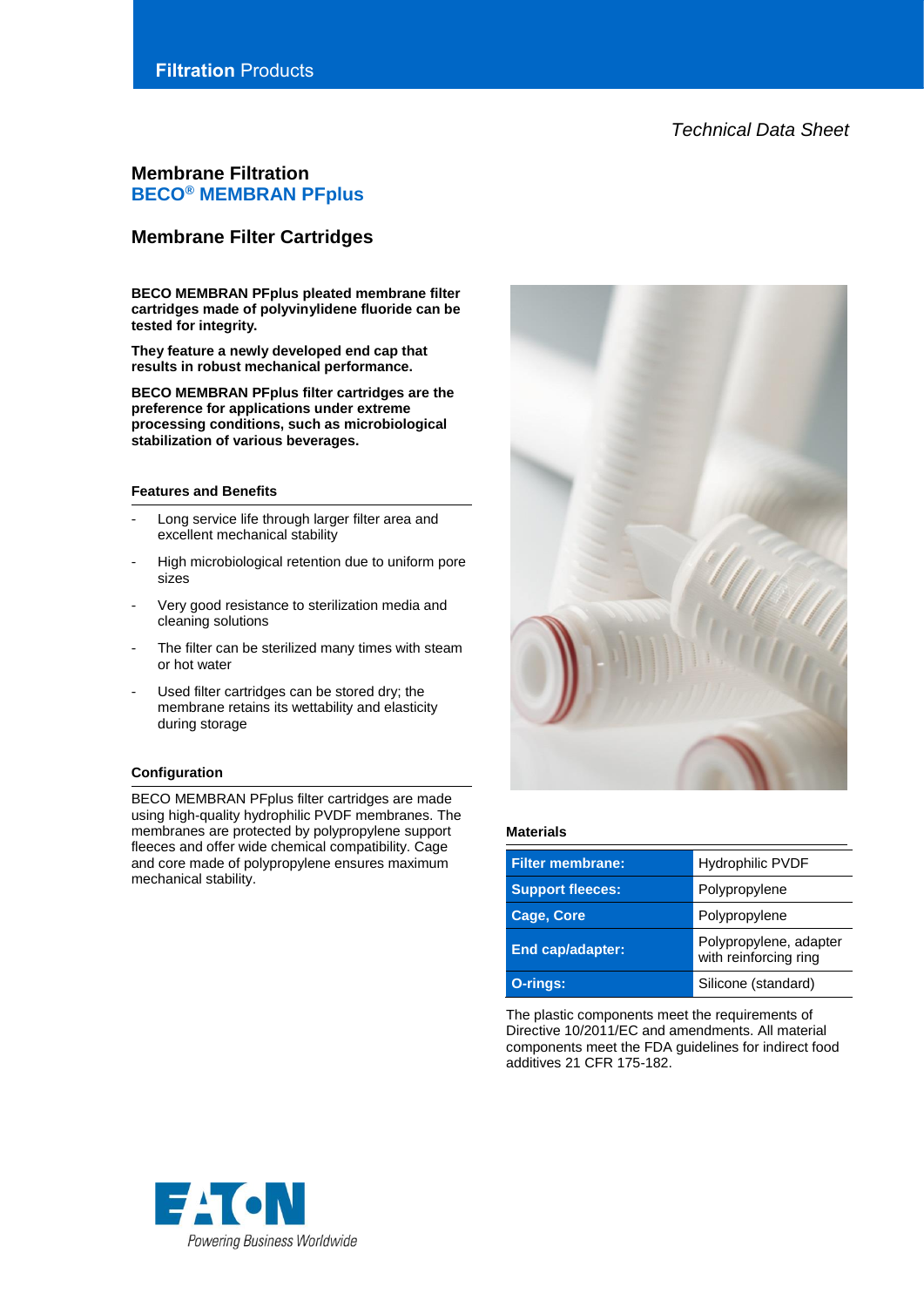**Filtration** Products

*Technical Data Sheet*

# Membrane Filtration
## BECO® MEMBRAN PFplus

## Membrane Filter Cartridges

**BECO MEMBRAN PFplus pleated membrane filter cartridges made of polyvinylidene fluoride can be tested for integrity.**

**They feature a newly developed end cap that results in robust mechanical performance.**

**BECO MEMBRAN PFplus filter cartridges are the preference for applications under extreme processing conditions, such as microbiological stabilization of various beverages.**

### Features and Benefits

- Long service life through larger filter area and excellent mechanical stability
- High microbiological retention due to uniform pore sizes
- Very good resistance to sterilization media and cleaning solutions
- The filter can be sterilized many times with steam or hot water
- Used filter cartridges can be stored dry; the membrane retains its wettability and elasticity during storage

### Configuration

BECO MEMBRAN PFplus filter cartridges are made using high-quality hydrophilic PVDF membranes. The membranes are protected by polypropylene support fleeces and offer wide chemical compatibility. Cage and core made of polypropylene ensures maximum mechanical stability.

### Materials

| | |
|---|---|
| **Filter membrane:** | Hydrophilic PVDF |
| **Support fleeces:** | Polypropylene |
| **Cage, Core** | Polypropylene |
| **End cap/adapter:** | Polypropylene, adapter with reinforcing ring |
| **O-rings:** | Silicone (standard) |

The plastic components meet the requirements of Directive 10/2011/EC and amendments. All material components meet the FDA guidelines for indirect food additives 21 CFR 175-182.

EATON
Powering Business Worldwide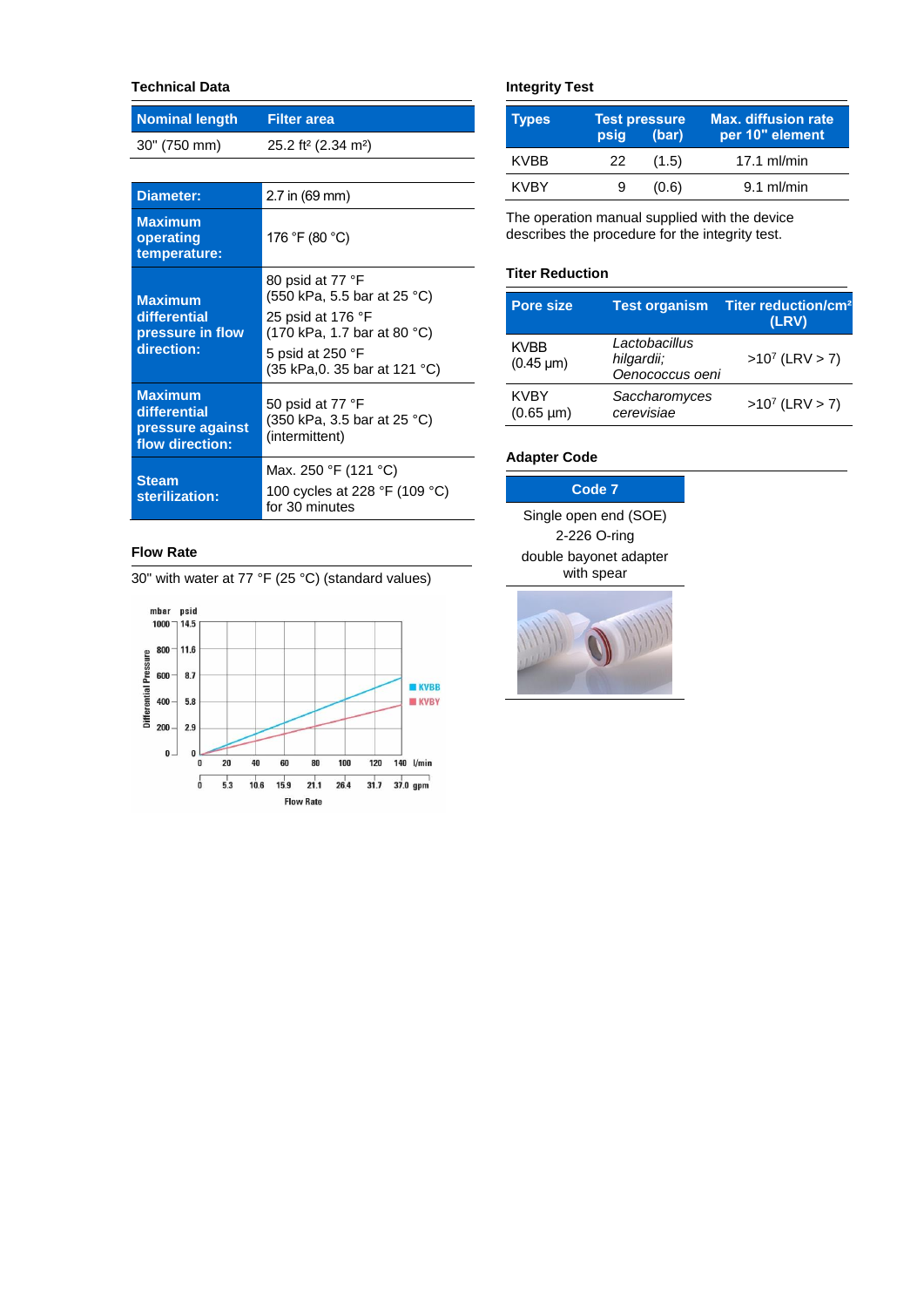## Technical Data

| Nominal length | Filter area |
| --- | --- |
| 30" (750 mm) | 25.2 ft² (2.34 m²) |

| | |
| --- | --- |
| **Diameter:** | 2.7 in (69 mm) |
| **Maximum operating temperature:** | 176 °F (80 °C) |
| **Maximum differential pressure in flow direction:** | 80 psid at 77 °F (550 kPa, 5.5 bar at 25 °C) 25 psid at 176 °F (170 kPa, 1.7 bar at 80 °C) 5 psid at 250 °F (35 kPa,0. 35 bar at 121 °C) |
| **Maximum differential pressure against flow direction:** | 50 psid at 77 °F (350 kPa, 3.5 bar at 25 °C) (intermittent) |
| **Steam sterilization:** | Max. 250 °F (121 °C) 100 cycles at 228 °F (109 °C) for 30 minutes |

## Flow Rate

30" with water at 77 °F (25 °C) (standard values)

## Integrity Test

| Types | Test pressure psig | (bar) | Max. diffusion rate per 10" element |
| --- | --- | --- | --- |
| KVBB | 22 | (1.5) | 17.1 ml/min |
| KVBY | 9 | (0.6) | 9.1 ml/min |

The operation manual supplied with the device describes the procedure for the integrity test.

## Titer Reduction

| Pore size | Test organism | Titer reduction/cm² (LRV) |
| --- | --- | --- |
| KVBB (0.45 µm) | *Lactobacillus hilgardii; Oenococcus oeni* | >$10^7$ (LRV > 7) |
| KVBY (0.65 µm) | *Saccharomyces cerevisiae* | >$10^7$ (LRV > 7) |

## Adapter Code

| Code 7 |
| --- |
| Single open end (SOE) 2-226 O-ring double bayonet adapter with spear |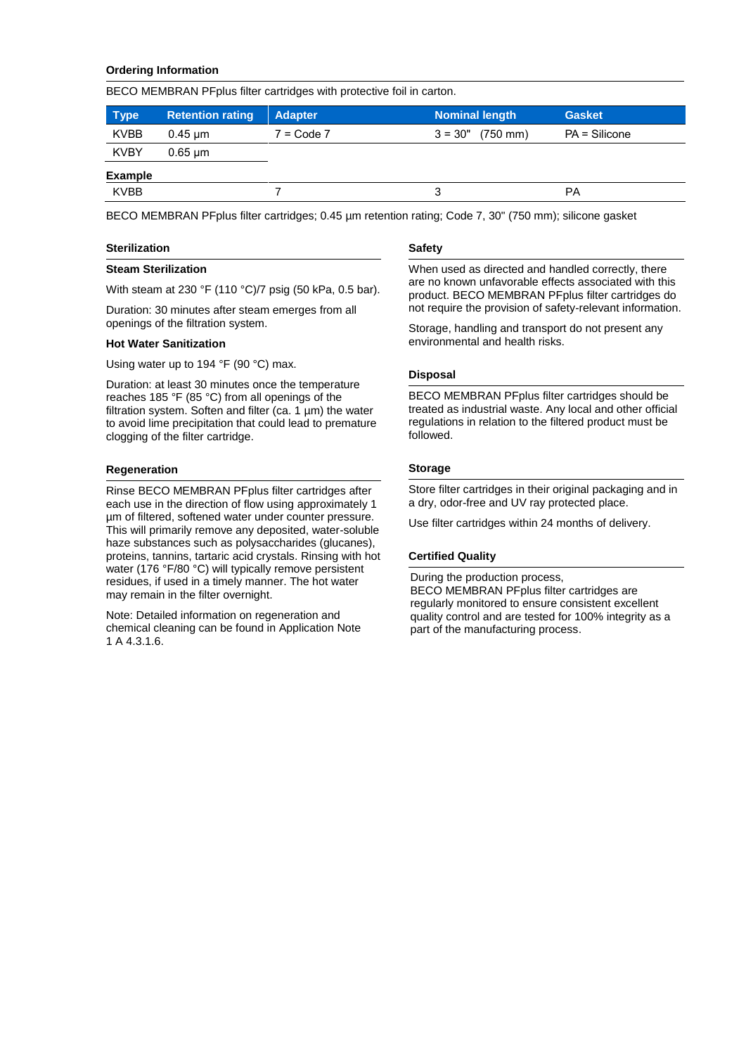### Ordering Information

BECO MEMBRAN PFplus filter cartridges with protective foil in carton.

| Type | Retention rating | Adapter | Nominal length | Gasket |
|---|---|---|---|---|
| KVBB | 0.45 µm | 7 = Code 7 | 3 = 30" (750 mm) | PA = Silicone |
| KVBY | 0.65 µm | | | |
| **Example** | | | | |
| KVBB | | 7 | 3 | PA |

BECO MEMBRAN PFplus filter cartridges; 0.45 µm retention rating; Code 7, 30" (750 mm); silicone gasket

### Sterilization

**Steam Sterilization**

With steam at 230 °F (110 °C)/7 psig (50 kPa, 0.5 bar).

Duration: 30 minutes after steam emerges from all openings of the filtration system.

**Hot Water Sanitization**

Using water up to 194 °F (90 °C) max.

Duration: at least 30 minutes once the temperature reaches 185 °F (85 °C) from all openings of the filtration system. Soften and filter (ca. 1 µm) the water to avoid lime precipitation that could lead to premature clogging of the filter cartridge.

### Regeneration

Rinse BECO MEMBRAN PFplus filter cartridges after each use in the direction of flow using approximately 1 µm of filtered, softened water under counter pressure. This will primarily remove any deposited, water-soluble haze substances such as polysaccharides (glucanes), proteins, tannins, tartaric acid crystals. Rinsing with hot water (176 °F/80 °C) will typically remove persistent residues, if used in a timely manner. The hot water may remain in the filter overnight.

Note: Detailed information on regeneration and chemical cleaning can be found in Application Note 1 A 4.3.1.6.

### Safety

When used as directed and handled correctly, there are no known unfavorable effects associated with this product. BECO MEMBRAN PFplus filter cartridges do not require the provision of safety-relevant information.

Storage, handling and transport do not present any environmental and health risks.

### Disposal

BECO MEMBRAN PFplus filter cartridges should be treated as industrial waste. Any local and other official regulations in relation to the filtered product must be followed.

### Storage

Store filter cartridges in their original packaging and in a dry, odor-free and UV ray protected place.

Use filter cartridges within 24 months of delivery.

### Certified Quality

During the production process,
BECO MEMBRAN PFplus filter cartridges are regularly monitored to ensure consistent excellent quality control and are tested for 100% integrity as a part of the manufacturing process.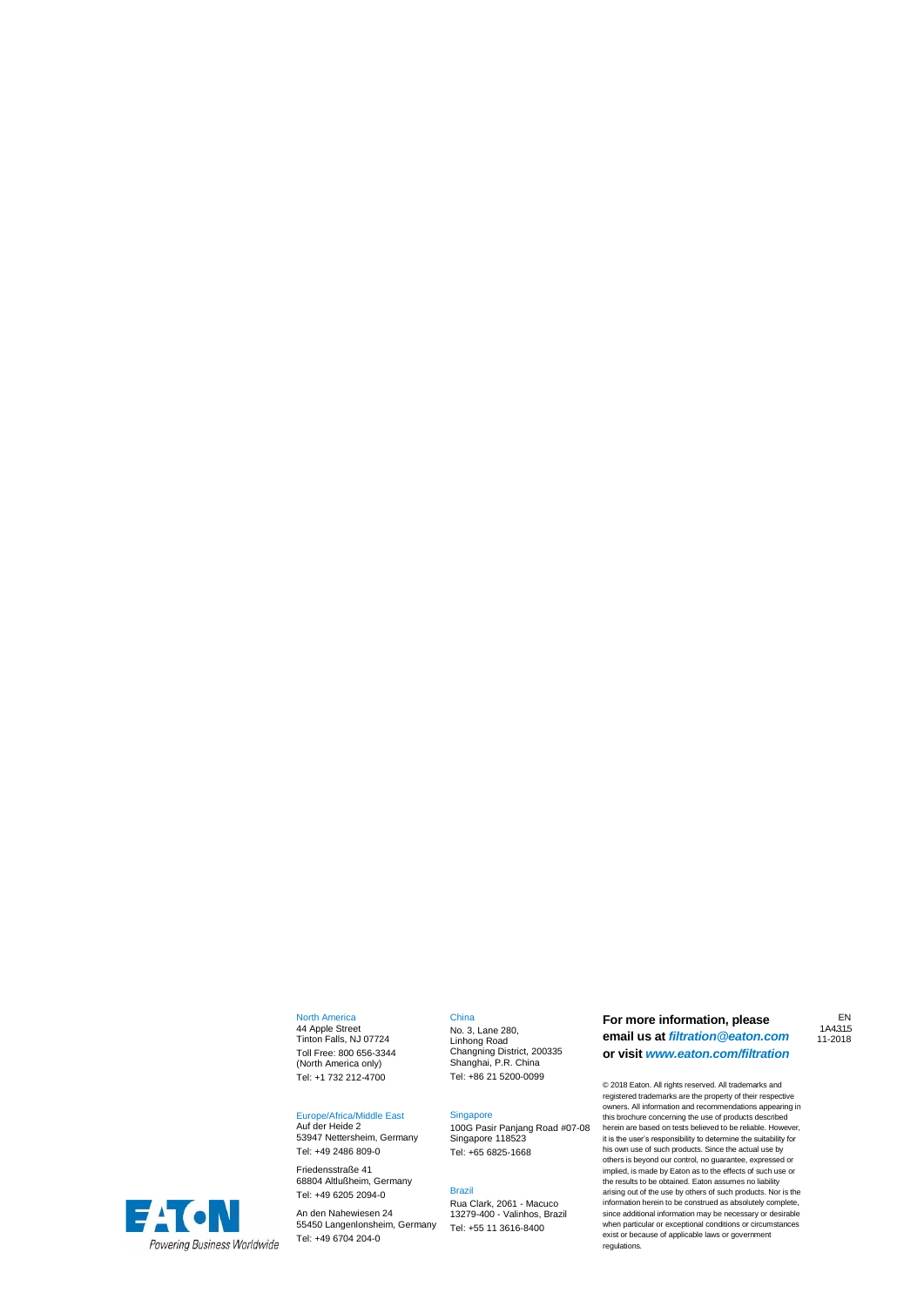North America
44 Apple Street
Tinton Falls, NJ 07724
Toll Free: 800 656-3344
(North America only)
Tel: +1 732 212-4700

Europe/Africa/Middle East
Auf der Heide 2
53947 Nettersheim, Germany
Tel: +49 2486 809-0

Friedensstraße 41
68804 Altlußheim, Germany
Tel: +49 6205 2094-0

An den Nahewiesen 24
55450 Langenlonsheim, Germany
Tel: +49 6704 204-0

China
No. 3, Lane 280,
Linhong Road
Changning District, 200335
Shanghai, P.R. China
Tel: +86 21 5200-0099

Singapore
100G Pasir Panjang Road #07-08
Singapore 118523
Tel: +65 6825-1668

Brazil
Rua Clark, 2061 - Macuco
13279-400 - Valinhos, Brazil
Tel: +55 11 3616-8400

**For more information, please email us at *filtration@eaton.com* or visit *www.eaton.com/filtration***

EN
1A4315
11-2018

© 2018 Eaton. All rights reserved. All trademarks and registered trademarks are the property of their respective owners. All information and recommendations appearing in this brochure concerning the use of products described herein are based on tests believed to be reliable. However, it is the user's responsibility to determine the suitability for his own use of such products. Since the actual use by others is beyond our control, no guarantee, expressed or implied, is made by Eaton as to the effects of such use or the results to be obtained. Eaton assumes no liability arising out of the use by others of such products. Nor is the information herein to be construed as absolutely complete, since additional information may be necessary or desirable when particular or exceptional conditions or circumstances exist or because of applicable laws or government regulations.

EATON
Powering Business Worldwide